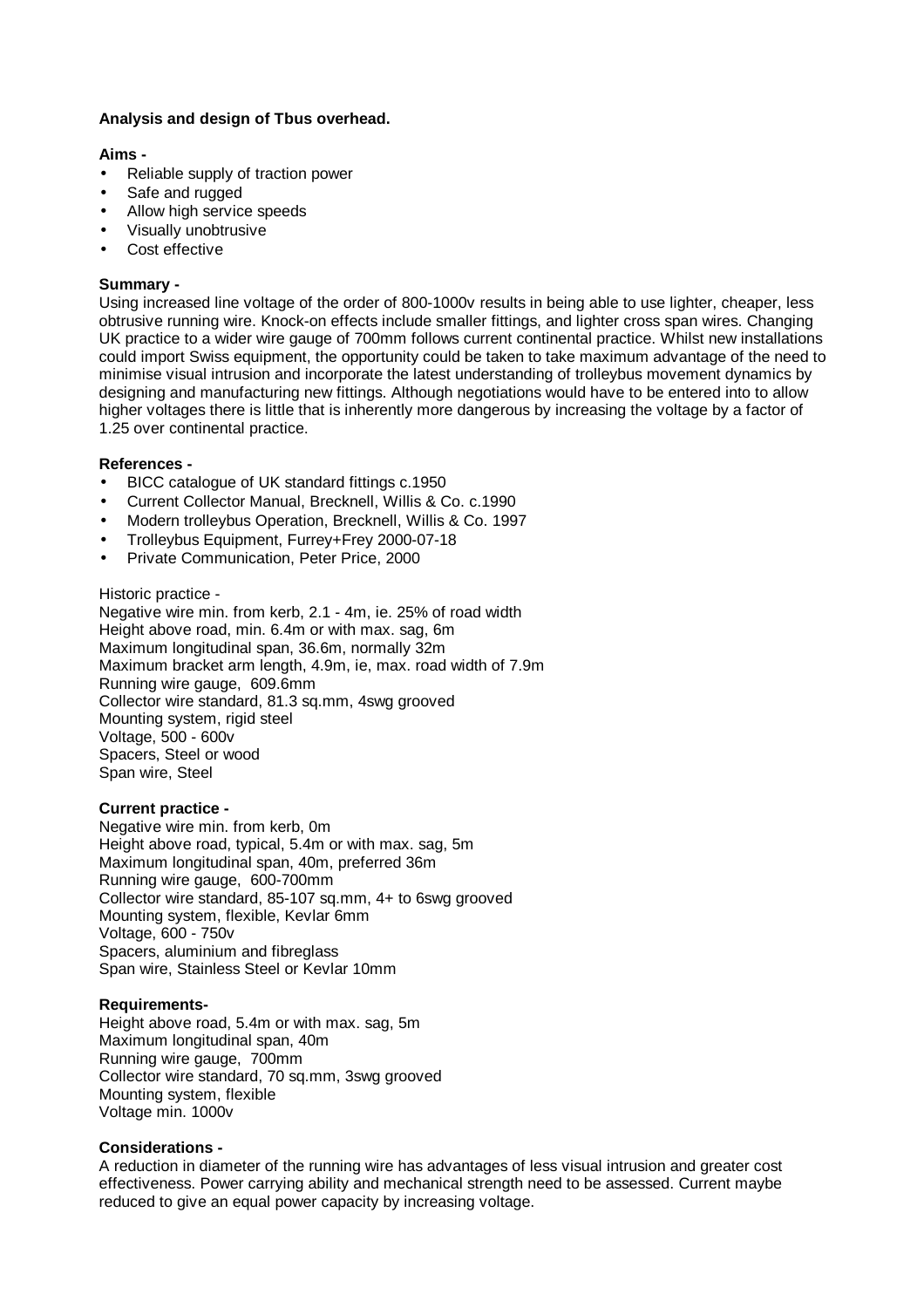**Analysis and design of Tbus overhead.**

**Aims -**

- Reliable supply of traction power
- Safe and rugged
- Allow high service speeds
- Visually unobtrusive
- Cost effective

**Summary -**

Using increased line voltage of the order of 800-1000v results in being able to use lighter, cheaper, less obtrusive running wire. Knock-on effects include smaller fittings, and lighter cross span wires. Changing UK practice to a wider wire gauge of 700mm follows current continental practice. Whilst new installations could import Swiss equipment, the opportunity could be taken to take maximum advantage of the need to minimise visual intrusion and incorporate the latest understanding of trolleybus movement dynamics by designing and manufacturing new fittings. Although negotiations would have to be entered into to allow higher voltages there is little that is inherently more dangerous by increasing the voltage by a factor of 1.25 over continental practice.

**References -**

- BICC catalogue of UK standard fittings c.1950
- Current Collector Manual, Brecknell, Willis & Co. c.1990
- Modern trolleybus Operation, Brecknell, Willis & Co. 1997
- Trolleybus Equipment, Furrey+Frey 2000-07-18
- Private Communication, Peter Price, 2000

Historic practice -

Negative wire min. from kerb, 2.1 - 4m, ie. 25% of road width
Height above road, min. 6.4m or with max. sag, 6m
Maximum longitudinal span, 36.6m, normally 32m
Maximum bracket arm length, 4.9m, ie, max. road width of 7.9m
Running wire gauge, 609.6mm
Collector wire standard, 81.3 sq.mm, 4swg grooved
Mounting system, rigid steel
Voltage, 500 - 600v
Spacers, Steel or wood
Span wire, Steel

**Current practice -**

Negative wire min. from kerb, 0m
Height above road, typical, 5.4m or with max. sag, 5m
Maximum longitudinal span, 40m, preferred 36m
Running wire gauge, 600-700mm
Collector wire standard, 85-107 sq.mm, 4+ to 6swg grooved
Mounting system, flexible, Kevlar 6mm
Voltage, 600 - 750v
Spacers, aluminium and fibreglass
Span wire, Stainless Steel or Kevlar 10mm

**Requirements-**

Height above road, 5.4m or with max. sag, 5m
Maximum longitudinal span, 40m
Running wire gauge, 700mm
Collector wire standard, 70 sq.mm, 3swg grooved
Mounting system, flexible
Voltage min. 1000v

**Considerations -**

A reduction in diameter of the running wire has advantages of less visual intrusion and greater cost effectiveness. Power carrying ability and mechanical strength need to be assessed. Current maybe reduced to give an equal power capacity by increasing voltage.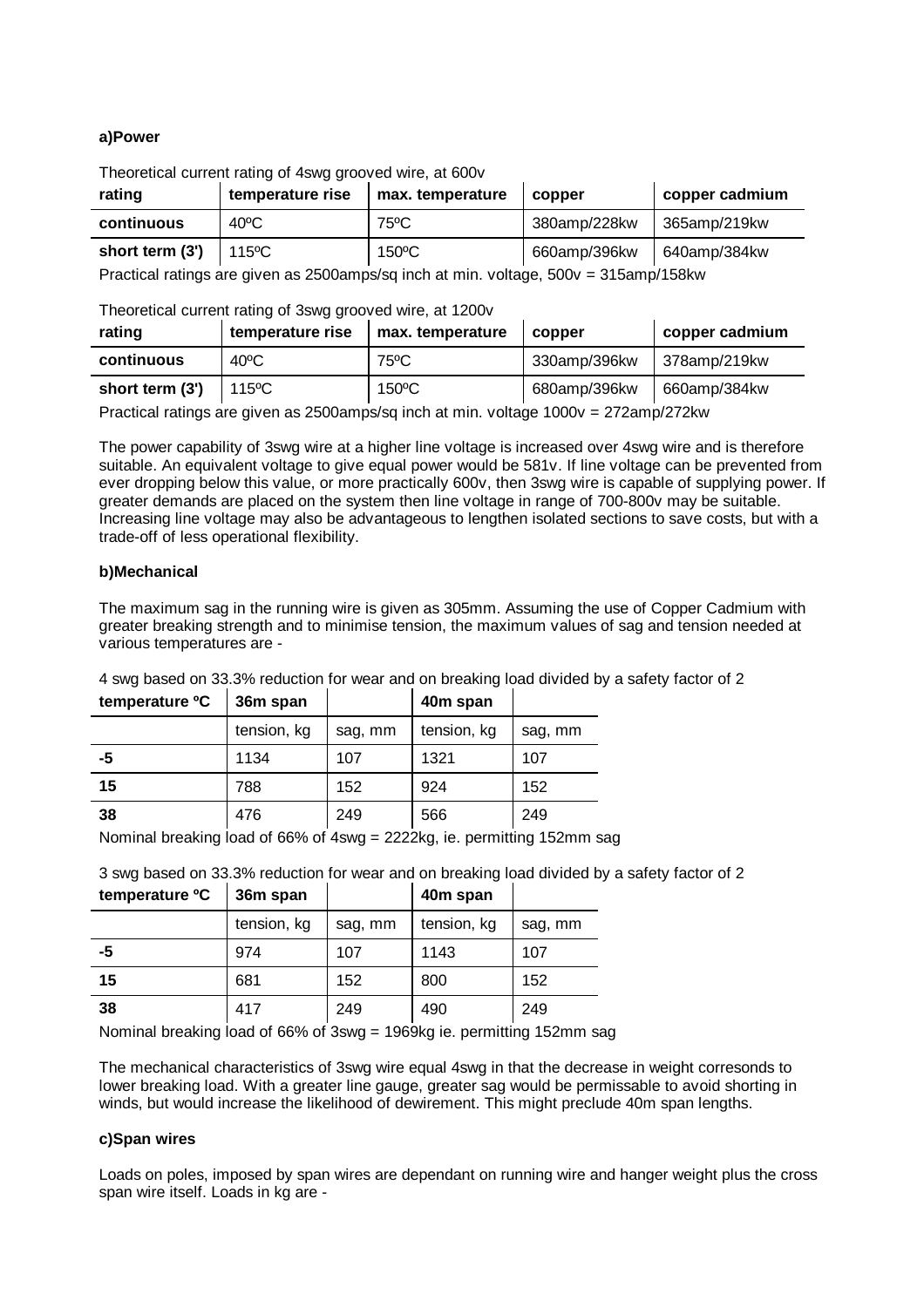**a)Power**

Theoretical current rating of 4swg grooved wire, at 600v

| rating | temperature rise | max. temperature | copper | copper cadmium |
|---|---|---|---|---|
| continuous | 40ºC | 75ºC | 380amp/228kw | 365amp/219kw |
| short term (3') | 115ºC | 150ºC | 660amp/396kw | 640amp/384kw |

Practical ratings are given as 2500amps/sq inch at min. voltage, 500v = 315amp/158kw

Theoretical current rating of 3swg grooved wire, at 1200v

| rating | temperature rise | max. temperature | copper | copper cadmium |
|---|---|---|---|---|
| continuous | 40ºC | 75ºC | 330amp/396kw | 378amp/219kw |
| short term (3') | 115ºC | 150ºC | 680amp/396kw | 660amp/384kw |

Practical ratings are given as 2500amps/sq inch at min. voltage 1000v = 272amp/272kw

The power capability of 3swg wire at a higher line voltage is increased over 4swg wire and is therefore suitable. An equivalent voltage to give equal power would be 581v. If line voltage can be prevented from ever dropping below this value, or more practically 600v, then 3swg wire is capable of supplying power. If greater demands are placed on the system then line voltage in range of 700-800v may be suitable. Increasing line voltage may also be advantageous to lengthen isolated sections to save costs, but with a trade-off of less operational flexibility.

**b)Mechanical**

The maximum sag in the running wire is given as 305mm. Assuming the use of Copper Cadmium with greater breaking strength and to minimise tension, the maximum values of sag and tension needed at various temperatures are -

4 swg based on 33.3% reduction for wear and on breaking load divided by a safety factor of 2

| temperature ºC | 36m span | | 40m span | |
|---|---|---|---|---|
| | tension, kg | sag, mm | tension, kg | sag, mm |
| -5 | 1134 | 107 | 1321 | 107 |
| 15 | 788 | 152 | 924 | 152 |
| 38 | 476 | 249 | 566 | 249 |

Nominal breaking load of 66% of 4swg = 2222kg, ie. permitting 152mm sag

3 swg based on 33.3% reduction for wear and on breaking load divided by a safety factor of 2

| temperature ºC | 36m span | | 40m span | |
|---|---|---|---|---|
| | tension, kg | sag, mm | tension, kg | sag, mm |
| -5 | 974 | 107 | 1143 | 107 |
| 15 | 681 | 152 | 800 | 152 |
| 38 | 417 | 249 | 490 | 249 |

Nominal breaking load of 66% of 3swg = 1969kg ie. permitting 152mm sag

The mechanical characteristics of 3swg wire equal 4swg in that the decrease in weight corresonds to lower breaking load. With a greater line gauge, greater sag would be permissable to avoid shorting in winds, but would increase the likelihood of dewirement. This might preclude 40m span lengths.

**c)Span wires**

Loads on poles, imposed by span wires are dependant on running wire and hanger weight plus the cross span wire itself. Loads in kg are -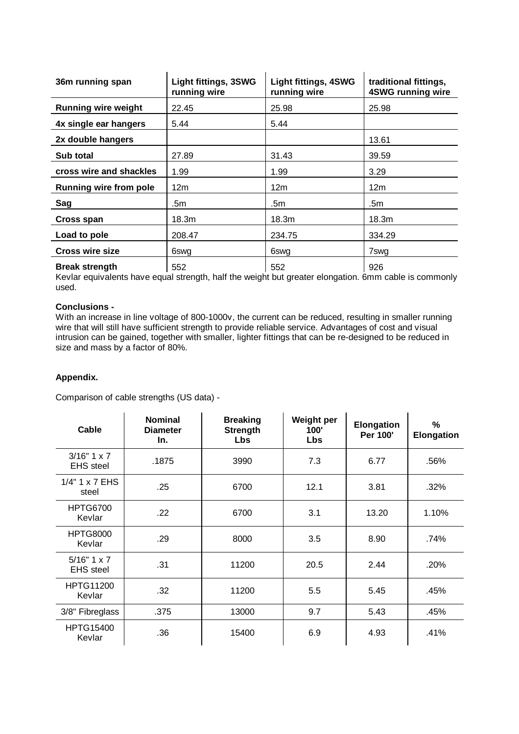| 36m running span | Light fittings, 3SWG running wire | Light fittings, 4SWG running wire | traditional fittings, 4SWG running wire |
|---|---|---|---|
| **Running wire weight** | 22.45 | 25.98 | 25.98 |
| **4x single ear hangers** | 5.44 | 5.44 | |
| **2x double hangers** | | | 13.61 |
| **Sub total** | 27.89 | 31.43 | 39.59 |
| **cross wire and shackles** | 1.99 | 1.99 | 3.29 |
| **Running wire from pole** | 12m | 12m | 12m |
| **Sag** | .5m | .5m | .5m |
| **Cross span** | 18.3m | 18.3m | 18.3m |
| **Load to pole** | 208.47 | 234.75 | 334.29 |
| **Cross wire size** | 6swg | 6swg | 7swg |
| **Break strength** | 552 | 552 | 926 |

Kevlar equivalents have equal strength, half the weight but greater elongation. 6mm cable is commonly used.

**Conclusions -**

With an increase in line voltage of 800-1000v, the current can be reduced, resulting in smaller running wire that will still have sufficient strength to provide reliable service. Advantages of cost and visual intrusion can be gained, together with smaller, lighter fittings that can be re-designed to be reduced in size and mass by a factor of 80%.

**Appendix.**

Comparison of cable strengths (US data) -

| Cable | Nominal Diameter In. | Breaking Strength Lbs | Weight per 100' Lbs | Elongation Per 100' | % Elongation |
|---|---|---|---|---|---|
| 3/16" 1 x 7 EHS steel | .1875 | 3990 | 7.3 | 6.77 | .56% |
| 1/4" 1 x 7 EHS steel | .25 | 6700 | 12.1 | 3.81 | .32% |
| HPTG6700 Kevlar | .22 | 6700 | 3.1 | 13.20 | 1.10% |
| HPTG8000 Kevlar | .29 | 8000 | 3.5 | 8.90 | .74% |
| 5/16" 1 x 7 EHS steel | .31 | 11200 | 20.5 | 2.44 | .20% |
| HPTG11200 Kevlar | .32 | 11200 | 5.5 | 5.45 | .45% |
| 3/8" Fibreglass | .375 | 13000 | 9.7 | 5.43 | .45% |
| HPTG15400 Kevlar | .36 | 15400 | 6.9 | 4.93 | .41% |